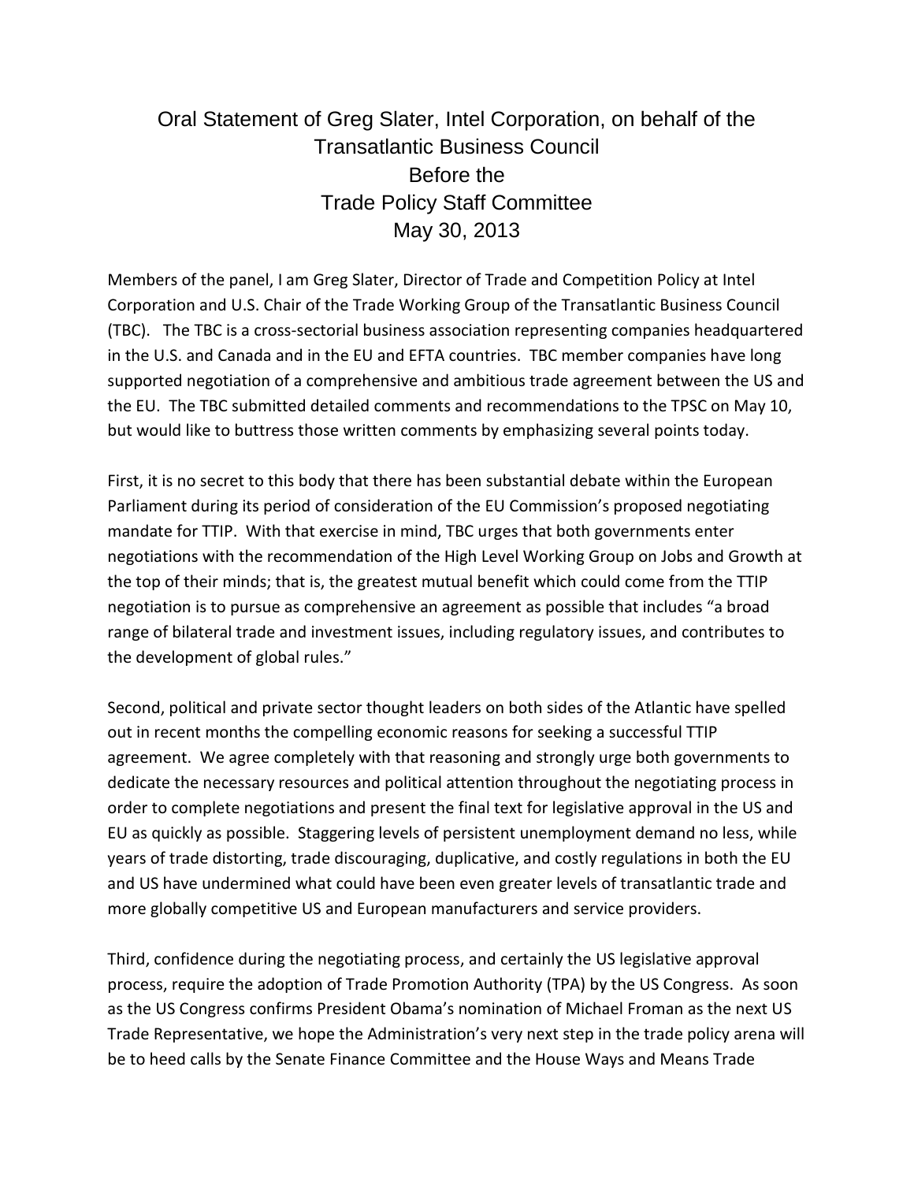# Oral Statement of Greg Slater, Intel Corporation, on behalf of the Transatlantic Business Council Before the Trade Policy Staff Committee May 30, 2013

Members of the panel, I am Greg Slater, Director of Trade and Competition Policy at Intel Corporation and U.S. Chair of the Trade Working Group of the Transatlantic Business Council (TBC). The TBC is a cross-sectorial business association representing companies headquartered in the U.S. and Canada and in the EU and EFTA countries. TBC member companies have long supported negotiation of a comprehensive and ambitious trade agreement between the US and the EU. The TBC submitted detailed comments and recommendations to the TPSC on May 10, but would like to buttress those written comments by emphasizing several points today.

First, it is no secret to this body that there has been substantial debate within the European Parliament during its period of consideration of the EU Commission's proposed negotiating mandate for TTIP. With that exercise in mind, TBC urges that both governments enter negotiations with the recommendation of the High Level Working Group on Jobs and Growth at the top of their minds; that is, the greatest mutual benefit which could come from the TTIP negotiation is to pursue as comprehensive an agreement as possible that includes "a broad range of bilateral trade and investment issues, including regulatory issues, and contributes to the development of global rules."

Second, political and private sector thought leaders on both sides of the Atlantic have spelled out in recent months the compelling economic reasons for seeking a successful TTIP agreement. We agree completely with that reasoning and strongly urge both governments to dedicate the necessary resources and political attention throughout the negotiating process in order to complete negotiations and present the final text for legislative approval in the US and EU as quickly as possible. Staggering levels of persistent unemployment demand no less, while years of trade distorting, trade discouraging, duplicative, and costly regulations in both the EU and US have undermined what could have been even greater levels of transatlantic trade and more globally competitive US and European manufacturers and service providers.

Third, confidence during the negotiating process, and certainly the US legislative approval process, require the adoption of Trade Promotion Authority (TPA) by the US Congress. As soon as the US Congress confirms President Obama's nomination of Michael Froman as the next US Trade Representative, we hope the Administration's very next step in the trade policy arena will be to heed calls by the Senate Finance Committee and the House Ways and Means Trade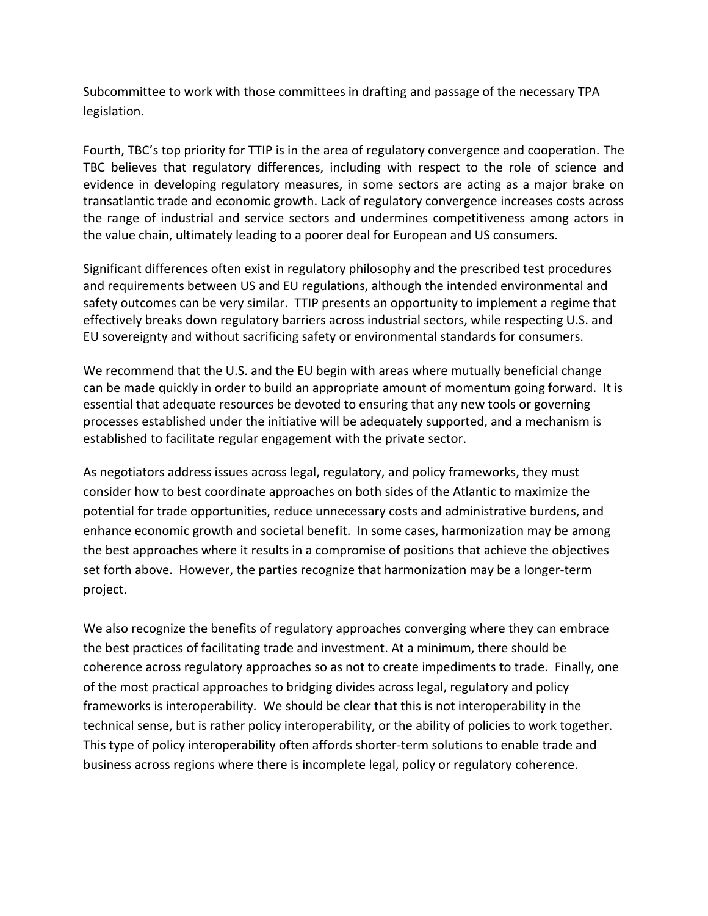Subcommittee to work with those committees in drafting and passage of the necessary TPA legislation.

Fourth, TBC's top priority for TTIP is in the area of regulatory convergence and cooperation. The TBC believes that regulatory differences, including with respect to the role of science and evidence in developing regulatory measures, in some sectors are acting as a major brake on transatlantic trade and economic growth. Lack of regulatory convergence increases costs across the range of industrial and service sectors and undermines competitiveness among actors in the value chain, ultimately leading to a poorer deal for European and US consumers.

Significant differences often exist in regulatory philosophy and the prescribed test procedures and requirements between US and EU regulations, although the intended environmental and safety outcomes can be very similar. TTIP presents an opportunity to implement a regime that effectively breaks down regulatory barriers across industrial sectors, while respecting U.S. and EU sovereignty and without sacrificing safety or environmental standards for consumers.

We recommend that the U.S. and the EU begin with areas where mutually beneficial change can be made quickly in order to build an appropriate amount of momentum going forward. It is essential that adequate resources be devoted to ensuring that any new tools or governing processes established under the initiative will be adequately supported, and a mechanism is established to facilitate regular engagement with the private sector.

As negotiators address issues across legal, regulatory, and policy frameworks, they must consider how to best coordinate approaches on both sides of the Atlantic to maximize the potential for trade opportunities, reduce unnecessary costs and administrative burdens, and enhance economic growth and societal benefit. In some cases, harmonization may be among the best approaches where it results in a compromise of positions that achieve the objectives set forth above. However, the parties recognize that harmonization may be a longer-term project.

We also recognize the benefits of regulatory approaches converging where they can embrace the best practices of facilitating trade and investment. At a minimum, there should be coherence across regulatory approaches so as not to create impediments to trade. Finally, one of the most practical approaches to bridging divides across legal, regulatory and policy frameworks is interoperability. We should be clear that this is not interoperability in the technical sense, but is rather policy interoperability, or the ability of policies to work together. This type of policy interoperability often affords shorter-term solutions to enable trade and business across regions where there is incomplete legal, policy or regulatory coherence.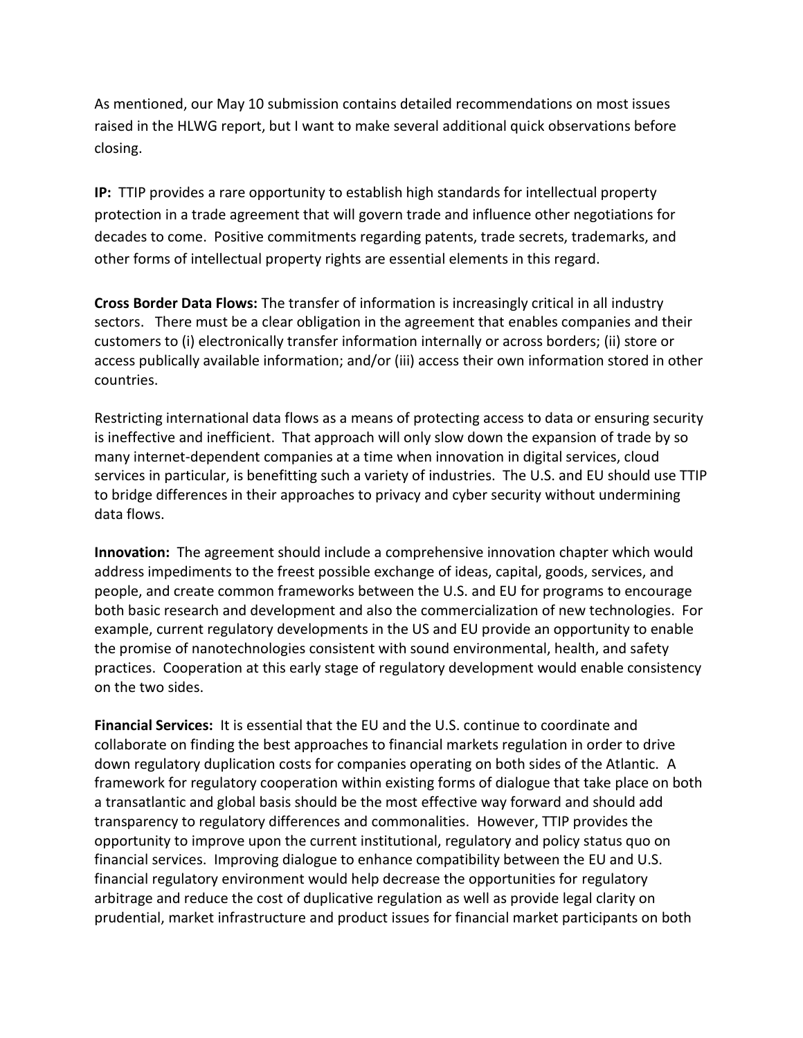As mentioned, our May 10 submission contains detailed recommendations on most issues raised in the HLWG report, but I want to make several additional quick observations before closing.

**IP:** TTIP provides a rare opportunity to establish high standards for intellectual property protection in a trade agreement that will govern trade and influence other negotiations for decades to come. Positive commitments regarding patents, trade secrets, trademarks, and other forms of intellectual property rights are essential elements in this regard.

**Cross Border Data Flows:** The transfer of information is increasingly critical in all industry sectors. There must be a clear obligation in the agreement that enables companies and their customers to (i) electronically transfer information internally or across borders; (ii) store or access publically available information; and/or (iii) access their own information stored in other countries.

Restricting international data flows as a means of protecting access to data or ensuring security is ineffective and inefficient. That approach will only slow down the expansion of trade by so many internet-dependent companies at a time when innovation in digital services, cloud services in particular, is benefitting such a variety of industries. The U.S. and EU should use TTIP to bridge differences in their approaches to privacy and cyber security without undermining data flows.

**Innovation:** The agreement should include a comprehensive innovation chapter which would address impediments to the freest possible exchange of ideas, capital, goods, services, and people, and create common frameworks between the U.S. and EU for programs to encourage both basic research and development and also the commercialization of new technologies. For example, current regulatory developments in the US and EU provide an opportunity to enable the promise of nanotechnologies consistent with sound environmental, health, and safety practices. Cooperation at this early stage of regulatory development would enable consistency on the two sides.

**Financial Services:** It is essential that the EU and the U.S. continue to coordinate and collaborate on finding the best approaches to financial markets regulation in order to drive down regulatory duplication costs for companies operating on both sides of the Atlantic. A framework for regulatory cooperation within existing forms of dialogue that take place on both a transatlantic and global basis should be the most effective way forward and should add transparency to regulatory differences and commonalities. However, TTIP provides the opportunity to improve upon the current institutional, regulatory and policy status quo on financial services. Improving dialogue to enhance compatibility between the EU and U.S. financial regulatory environment would help decrease the opportunities for regulatory arbitrage and reduce the cost of duplicative regulation as well as provide legal clarity on prudential, market infrastructure and product issues for financial market participants on both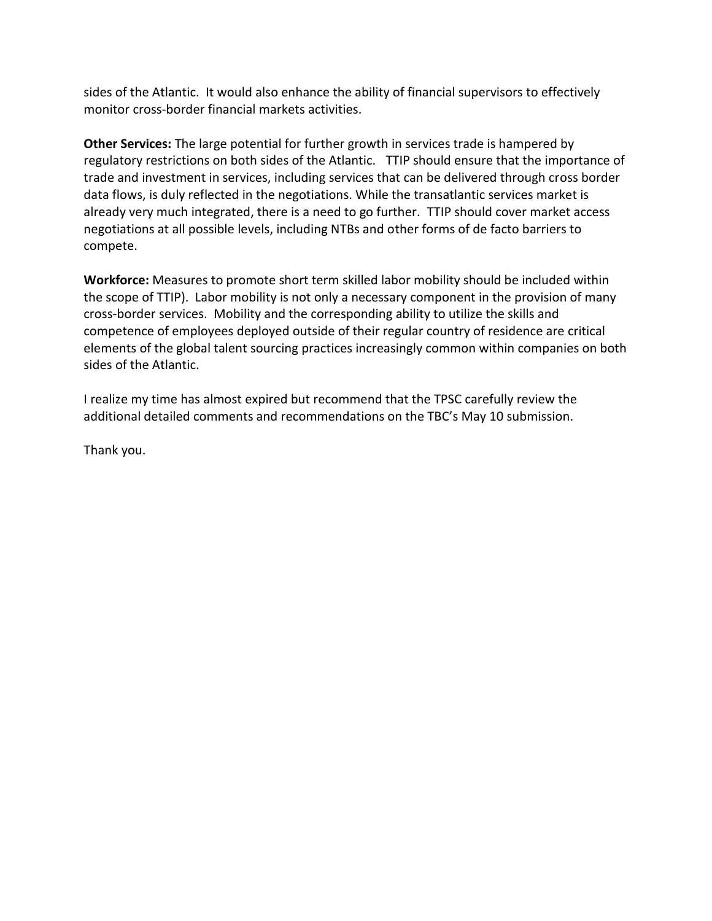sides of the Atlantic. It would also enhance the ability of financial supervisors to effectively monitor cross-border financial markets activities.

**Other Services:** The large potential for further growth in services trade is hampered by regulatory restrictions on both sides of the Atlantic. TTIP should ensure that the importance of trade and investment in services, including services that can be delivered through cross border data flows, is duly reflected in the negotiations. While the transatlantic services market is already very much integrated, there is a need to go further. TTIP should cover market access negotiations at all possible levels, including NTBs and other forms of de facto barriers to compete.

**Workforce:** Measures to promote short term skilled labor mobility should be included within the scope of TTIP). Labor mobility is not only a necessary component in the provision of many cross-border services. Mobility and the corresponding ability to utilize the skills and competence of employees deployed outside of their regular country of residence are critical elements of the global talent sourcing practices increasingly common within companies on both sides of the Atlantic.

I realize my time has almost expired but recommend that the TPSC carefully review the additional detailed comments and recommendations on the TBC's May 10 submission.

Thank you.